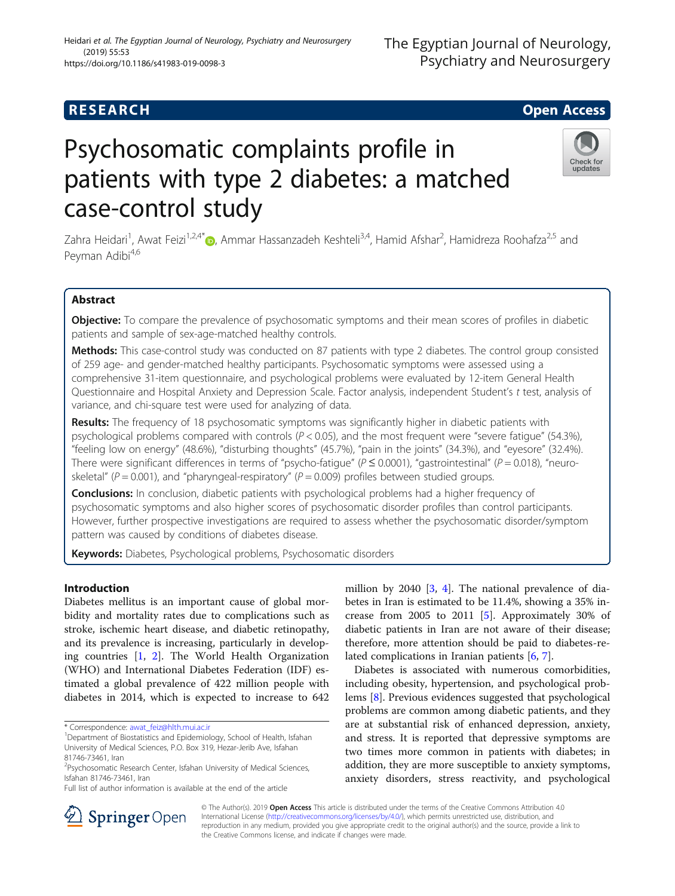**RESEARCH** **Open Access**

# Psychosomatic complaints profile in patients with type 2 diabetes: a matched case-control study

Zahra Heidari[1], Awat Feizi[1,2,4*], Ammar Hassanzadeh Keshteli[3,4], Hamid Afshar[2], Hamidreza Roohafza[2,5] and Peyman Adibi[4,6]

## Abstract

**Objective:** To compare the prevalence of psychosomatic symptoms and their mean scores of profiles in diabetic patients and sample of sex-age-matched healthy controls.

**Methods:** This case-control study was conducted on 87 patients with type 2 diabetes. The control group consisted of 259 age- and gender-matched healthy participants. Psychosomatic symptoms were assessed using a comprehensive 31-item questionnaire, and psychological problems were evaluated by 12-item General Health Questionnaire and Hospital Anxiety and Depression Scale. Factor analysis, independent Student's *t* test, analysis of variance, and chi-square test were used for analyzing of data.

**Results:** The frequency of 18 psychosomatic symptoms was significantly higher in diabetic patients with psychological problems compared with controls ($P < 0.05$), and the most frequent were "severe fatigue" (54.3%), "feeling low on energy" (48.6%), "disturbing thoughts" (45.7%), "pain in the joints" (34.3%), and "eyesore" (32.4%). There were significant differences in terms of "psycho-fatigue" ($P \leq 0.0001$), "gastrointestinal" ($P = 0.018$), "neuro-skeletal" ($P = 0.001$), and "pharyngeal-respiratory" ($P = 0.009$) profiles between studied groups.

**Conclusions:** In conclusion, diabetic patients with psychological problems had a higher frequency of psychosomatic symptoms and also higher scores of psychosomatic disorder profiles than control participants. However, further prospective investigations are required to assess whether the psychosomatic disorder/symptom pattern was caused by conditions of diabetes disease.

**Keywords:** Diabetes, Psychological problems, Psychosomatic disorders

## Introduction

Diabetes mellitus is an important cause of global morbidity and mortality rates due to complications such as stroke, ischemic heart disease, and diabetic retinopathy, and its prevalence is increasing, particularly in developing countries [1, 2]. The World Health Organization (WHO) and International Diabetes Federation (IDF) estimated a global prevalence of 422 million people with diabetes in 2014, which is expected to increase to 642 million by 2040 [3, 4]. The national prevalence of diabetes in Iran is estimated to be 11.4%, showing a 35% increase from 2005 to 2011 [5]. Approximately 30% of diabetic patients in Iran are not aware of their disease; therefore, more attention should be paid to diabetes-related complications in Iranian patients [6, 7].

Diabetes is associated with numerous comorbidities, including obesity, hypertension, and psychological problems [8]. Previous evidences suggested that psychological problems are common among diabetic patients, and they are at substantial risk of enhanced depression, anxiety, and stress. It is reported that depressive symptoms are two times more common in patients with diabetes; in addition, they are more susceptible to anxiety symptoms, anxiety disorders, stress reactivity, and psychological

\* Correspondence: awat_feiz@hlth.mui.ac.ir
[1]Department of Biostatistics and Epidemiology, School of Health, Isfahan University of Medical Sciences, P.O. Box 319, Hezar-Jerib Ave, Isfahan 81746-73461, Iran
[2]Psychosomatic Research Center, Isfahan University of Medical Sciences, Isfahan 81746-73461, Iran
Full list of author information is available at the end of the article

© The Author(s). 2019 **Open Access** This article is distributed under the terms of the Creative Commons Attribution 4.0 International License (http://creativecommons.org/licenses/by/4.0/), which permits unrestricted use, distribution, and reproduction in any medium, provided you give appropriate credit to the original author(s) and the source, provide a link to the Creative Commons license, and indicate if changes were made.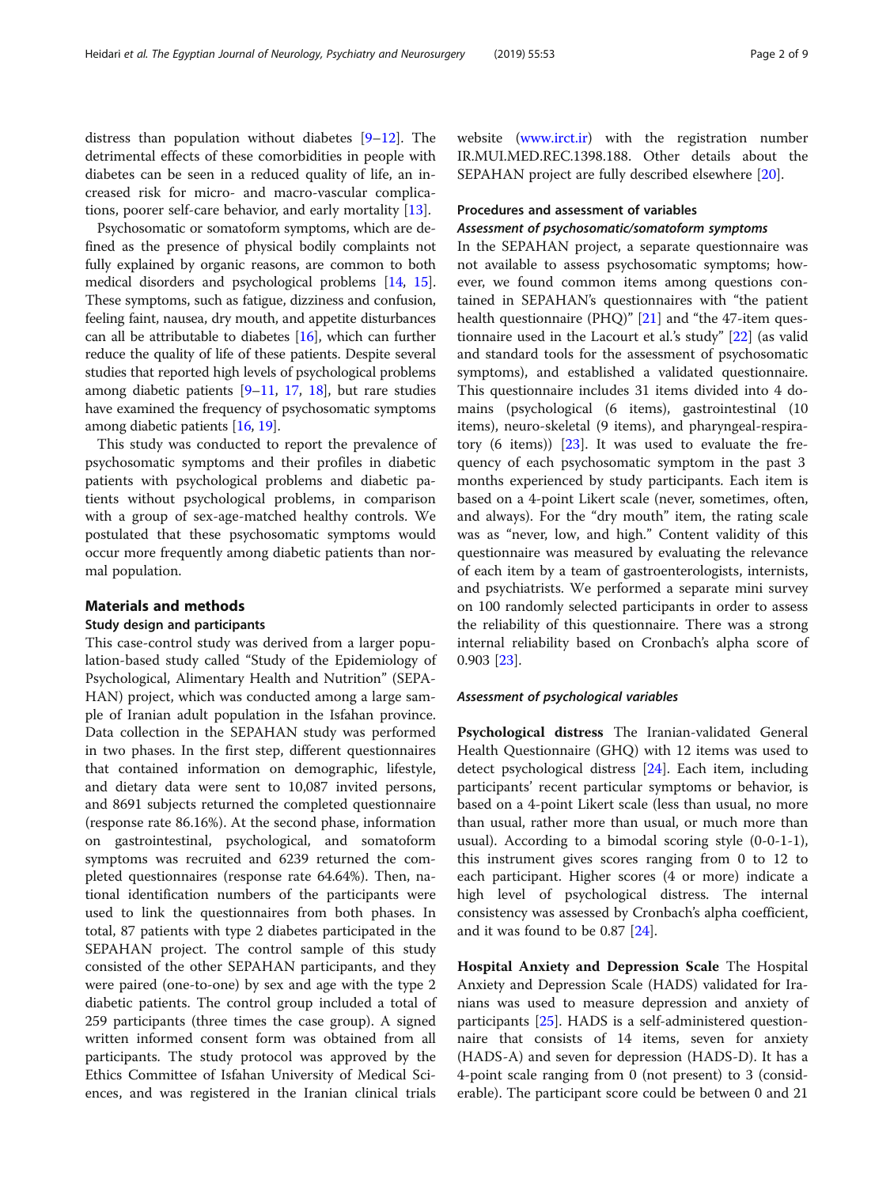distress than population without diabetes [9–12]. The detrimental effects of these comorbidities in people with diabetes can be seen in a reduced quality of life, an increased risk for micro- and macro-vascular complications, poorer self-care behavior, and early mortality [13].

Psychosomatic or somatoform symptoms, which are defined as the presence of physical bodily complaints not fully explained by organic reasons, are common to both medical disorders and psychological problems [14, 15]. These symptoms, such as fatigue, dizziness and confusion, feeling faint, nausea, dry mouth, and appetite disturbances can all be attributable to diabetes [16], which can further reduce the quality of life of these patients. Despite several studies that reported high levels of psychological problems among diabetic patients [9–11, 17, 18], but rare studies have examined the frequency of psychosomatic symptoms among diabetic patients [16, 19].

This study was conducted to report the prevalence of psychosomatic symptoms and their profiles in diabetic patients with psychological problems and diabetic patients without psychological problems, in comparison with a group of sex-age-matched healthy controls. We postulated that these psychosomatic symptoms would occur more frequently among diabetic patients than normal population.

## Materials and methods

### Study design and participants

This case-control study was derived from a larger population-based study called "Study of the Epidemiology of Psychological, Alimentary Health and Nutrition" (SEPAHAN) project, which was conducted among a large sample of Iranian adult population in the Isfahan province. Data collection in the SEPAHAN study was performed in two phases. In the first step, different questionnaires that contained information on demographic, lifestyle, and dietary data were sent to 10,087 invited persons, and 8691 subjects returned the completed questionnaire (response rate 86.16%). At the second phase, information on gastrointestinal, psychological, and somatoform symptoms was recruited and 6239 returned the completed questionnaires (response rate 64.64%). Then, national identification numbers of the participants were used to link the questionnaires from both phases. In total, 87 patients with type 2 diabetes participated in the SEPAHAN project. The control sample of this study consisted of the other SEPAHAN participants, and they were paired (one-to-one) by sex and age with the type 2 diabetic patients. The control group included a total of 259 participants (three times the case group). A signed written informed consent form was obtained from all participants. The study protocol was approved by the Ethics Committee of Isfahan University of Medical Sciences, and was registered in the Iranian clinical trials website (www.irct.ir) with the registration number IR.MUI.MED.REC.1398.188. Other details about the SEPAHAN project are fully described elsewhere [20].

### Procedures and assessment of variables

#### *Assessment of psychosomatic/somatoform symptoms*

In the SEPAHAN project, a separate questionnaire was not available to assess psychosomatic symptoms; however, we found common items among questions contained in SEPAHAN's questionnaires with "the patient health questionnaire (PHQ)" [21] and "the 47-item questionnaire used in the Lacourt et al.'s study" [22] (as valid and standard tools for the assessment of psychosomatic symptoms), and established a validated questionnaire. This questionnaire includes 31 items divided into 4 domains (psychological (6 items), gastrointestinal (10 items), neuro-skeletal (9 items), and pharyngeal-respiratory (6 items)) [23]. It was used to evaluate the frequency of each psychosomatic symptom in the past 3 months experienced by study participants. Each item is based on a 4-point Likert scale (never, sometimes, often, and always). For the "dry mouth" item, the rating scale was as "never, low, and high." Content validity of this questionnaire was measured by evaluating the relevance of each item by a team of gastroenterologists, internists, and psychiatrists. We performed a separate mini survey on 100 randomly selected participants in order to assess the reliability of this questionnaire. There was a strong internal reliability based on Cronbach's alpha score of 0.903 [23].

#### *Assessment of psychological variables*

**Psychological distress** The Iranian-validated General Health Questionnaire (GHQ) with 12 items was used to detect psychological distress [24]. Each item, including participants' recent particular symptoms or behavior, is based on a 4-point Likert scale (less than usual, no more than usual, rather more than usual, or much more than usual). According to a bimodal scoring style (0-0-1-1), this instrument gives scores ranging from 0 to 12 to each participant. Higher scores (4 or more) indicate a high level of psychological distress. The internal consistency was assessed by Cronbach's alpha coefficient, and it was found to be 0.87 [24].

**Hospital Anxiety and Depression Scale** The Hospital Anxiety and Depression Scale (HADS) validated for Iranians was used to measure depression and anxiety of participants [25]. HADS is a self-administered questionnaire that consists of 14 items, seven for anxiety (HADS-A) and seven for depression (HADS-D). It has a 4-point scale ranging from 0 (not present) to 3 (considerable). The participant score could be between 0 and 21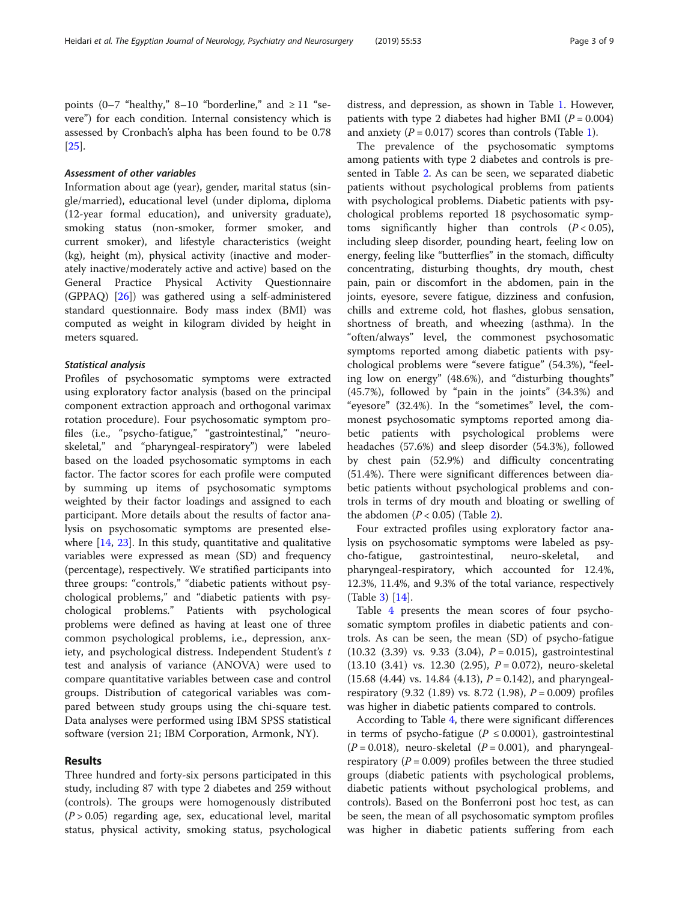points (0–7 "healthy," 8–10 "borderline," and ≥ 11 "severe") for each condition. Internal consistency which is assessed by Cronbach's alpha has been found to be 0.78 [25].

#### Assessment of other variables

Information about age (year), gender, marital status (single/married), educational level (under diploma, diploma (12-year formal education), and university graduate), smoking status (non-smoker, former smoker, and current smoker), and lifestyle characteristics (weight (kg), height (m), physical activity (inactive and moderately inactive/moderately active and active) based on the General Practice Physical Activity Questionnaire (GPPAQ) [26]) was gathered using a self-administered standard questionnaire. Body mass index (BMI) was computed as weight in kilogram divided by height in meters squared.

#### Statistical analysis

Profiles of psychosomatic symptoms were extracted using exploratory factor analysis (based on the principal component extraction approach and orthogonal varimax rotation procedure). Four psychosomatic symptom profiles (i.e., "psycho-fatigue," "gastrointestinal," "neuro-skeletal," and "pharyngeal-respiratory") were labeled based on the loaded psychosomatic symptoms in each factor. The factor scores for each profile were computed by summing up items of psychosomatic symptoms weighted by their factor loadings and assigned to each participant. More details about the results of factor analysis on psychosomatic symptoms are presented elsewhere [14, 23]. In this study, quantitative and qualitative variables were expressed as mean (SD) and frequency (percentage), respectively. We stratified participants into three groups: "controls," "diabetic patients without psychological problems," and "diabetic patients with psychological problems." Patients with psychological problems were defined as having at least one of three common psychological problems, i.e., depression, anxiety, and psychological distress. Independent Student's $t$ test and analysis of variance (ANOVA) were used to compare quantitative variables between case and control groups. Distribution of categorical variables was compared between study groups using the chi-square test. Data analyses were performed using IBM SPSS statistical software (version 21; IBM Corporation, Armonk, NY).

## Results

Three hundred and forty-six persons participated in this study, including 87 with type 2 diabetes and 259 without (controls). The groups were homogenously distributed ($P > 0.05$) regarding age, sex, educational level, marital status, physical activity, smoking status, psychological distress, and depression, as shown in Table 1. However, patients with type 2 diabetes had higher BMI ($P = 0.004$) and anxiety ($P = 0.017$) scores than controls (Table 1).

The prevalence of the psychosomatic symptoms among patients with type 2 diabetes and controls is presented in Table 2. As can be seen, we separated diabetic patients without psychological problems from patients with psychological problems. Diabetic patients with psychological problems reported 18 psychosomatic symptoms significantly higher than controls ($P < 0.05$), including sleep disorder, pounding heart, feeling low on energy, feeling like "butterflies" in the stomach, difficulty concentrating, disturbing thoughts, dry mouth, chest pain, pain or discomfort in the abdomen, pain in the joints, eyesore, severe fatigue, dizziness and confusion, chills and extreme cold, hot flashes, globus sensation, shortness of breath, and wheezing (asthma). In the "often/always" level, the commonest psychosomatic symptoms reported among diabetic patients with psychological problems were "severe fatigue" (54.3%), "feeling low on energy" (48.6%), and "disturbing thoughts" (45.7%), followed by "pain in the joints" (34.3%) and "eyesore" (32.4%). In the "sometimes" level, the commonest psychosomatic symptoms reported among diabetic patients with psychological problems were headaches (57.6%) and sleep disorder (54.3%), followed by chest pain (52.9%) and difficulty concentrating (51.4%). There were significant differences between diabetic patients without psychological problems and controls in terms of dry mouth and bloating or swelling of the abdomen ($P < 0.05$) (Table 2).

Four extracted profiles using exploratory factor analysis on psychosomatic symptoms were labeled as psycho-fatigue, gastrointestinal, neuro-skeletal, and pharyngeal-respiratory, which accounted for 12.4%, 12.3%, 11.4%, and 9.3% of the total variance, respectively (Table 3) [14].

Table 4 presents the mean scores of four psychosomatic symptom profiles in diabetic patients and controls. As can be seen, the mean (SD) of psycho-fatigue (10.32 (3.39) vs. 9.33 (3.04), $P = 0.015$), gastrointestinal (13.10 (3.41) vs. 12.30 (2.95), $P = 0.072$), neuro-skeletal (15.68 (4.44) vs. 14.84 (4.13), $P = 0.142$), and pharyngeal-respiratory (9.32 (1.89) vs. 8.72 (1.98), $P = 0.009$) profiles was higher in diabetic patients compared to controls.

According to Table 4, there were significant differences in terms of psycho-fatigue ($P \leq 0.0001$), gastrointestinal ($P = 0.018$), neuro-skeletal ($P = 0.001$), and pharyngeal-respiratory ($P = 0.009$) profiles between the three studied groups (diabetic patients with psychological problems, diabetic patients without psychological problems, and controls). Based on the Bonferroni post hoc test, as can be seen, the mean of all psychosomatic symptom profiles was higher in diabetic patients suffering from each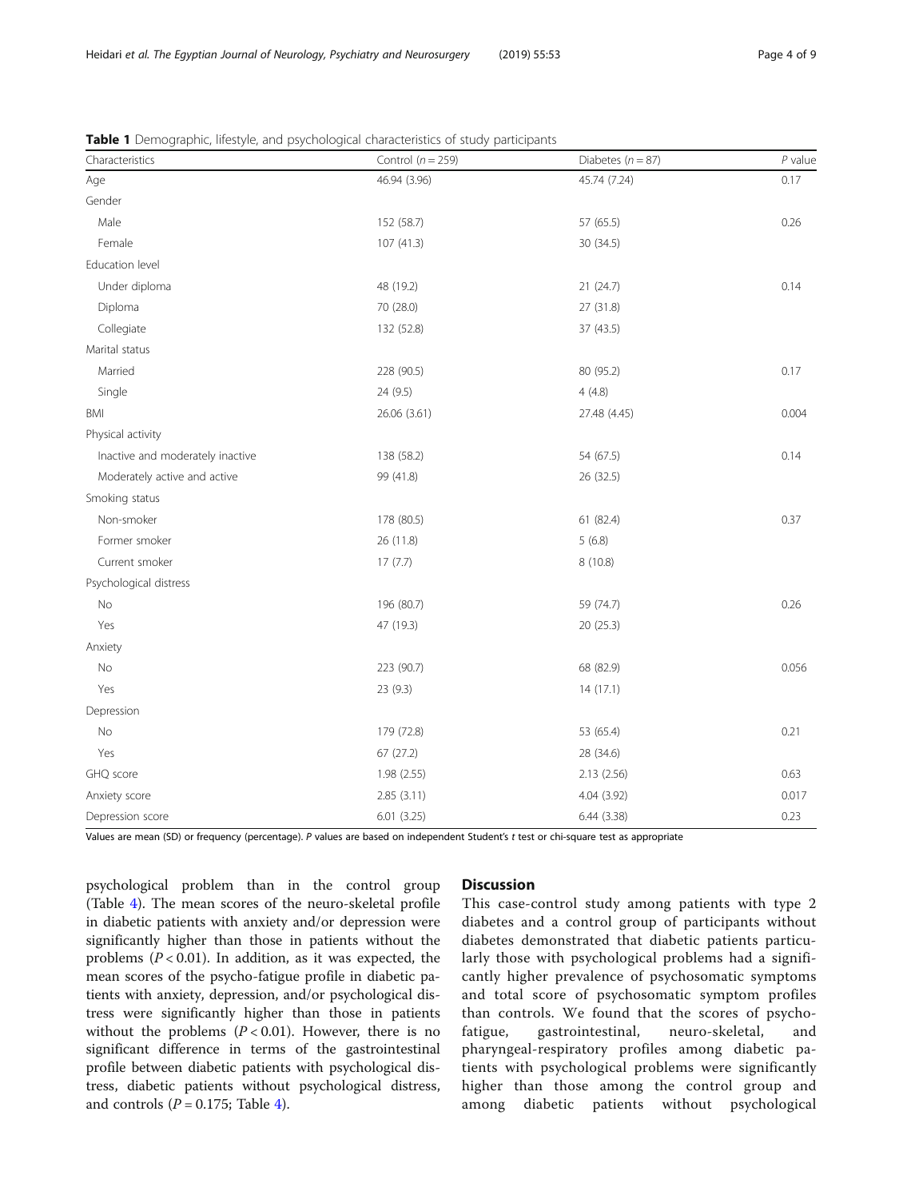**Table 1** Demographic, lifestyle, and psychological characteristics of study participants

| Characteristics | Control ($n = 259$) | Diabetes ($n = 87$) | *P* value |
|---|---|---|---|
| Age | 46.94 (3.96) | 45.74 (7.24) | 0.17 |
| Gender | | | |
| Male | 152 (58.7) | 57 (65.5) | 0.26 |
| Female | 107 (41.3) | 30 (34.5) | |
| Education level | | | |
| Under diploma | 48 (19.2) | 21 (24.7) | 0.14 |
| Diploma | 70 (28.0) | 27 (31.8) | |
| Collegiate | 132 (52.8) | 37 (43.5) | |
| Marital status | | | |
| Married | 228 (90.5) | 80 (95.2) | 0.17 |
| Single | 24 (9.5) | 4 (4.8) | |
| BMI | 26.06 (3.61) | 27.48 (4.45) | 0.004 |
| Physical activity | | | |
| Inactive and moderately inactive | 138 (58.2) | 54 (67.5) | 0.14 |
| Moderately active and active | 99 (41.8) | 26 (32.5) | |
| Smoking status | | | |
| Non-smoker | 178 (80.5) | 61 (82.4) | 0.37 |
| Former smoker | 26 (11.8) | 5 (6.8) | |
| Current smoker | 17 (7.7) | 8 (10.8) | |
| Psychological distress | | | |
| No | 196 (80.7) | 59 (74.7) | 0.26 |
| Yes | 47 (19.3) | 20 (25.3) | |
| Anxiety | | | |
| No | 223 (90.7) | 68 (82.9) | 0.056 |
| Yes | 23 (9.3) | 14 (17.1) | |
| Depression | | | |
| No | 179 (72.8) | 53 (65.4) | 0.21 |
| Yes | 67 (27.2) | 28 (34.6) | |
| GHQ score | 1.98 (2.55) | 2.13 (2.56) | 0.63 |
| Anxiety score | 2.85 (3.11) | 4.04 (3.92) | 0.017 |
| Depression score | 6.01 (3.25) | 6.44 (3.38) | 0.23 |

Values are mean (SD) or frequency (percentage). *P* values are based on independent Student's *t* test or chi-square test as appropriate

psychological problem than in the control group (Table 4). The mean scores of the neuro-skeletal profile in diabetic patients with anxiety and/or depression were significantly higher than those in patients without the problems ($P < 0.01$). In addition, as it was expected, the mean scores of the psycho-fatigue profile in diabetic patients with anxiety, depression, and/or psychological distress were significantly higher than those in patients without the problems ($P < 0.01$). However, there is no significant difference in terms of the gastrointestinal profile between diabetic patients with psychological distress, diabetic patients without psychological distress, and controls ($P = 0.175$; Table 4).

## Discussion

This case-control study among patients with type 2 diabetes and a control group of participants without diabetes demonstrated that diabetic patients particularly those with psychological problems had a significantly higher prevalence of psychosomatic symptoms and total score of psychosomatic symptom profiles than controls. We found that the scores of psycho-fatigue, gastrointestinal, neuro-skeletal, and pharyngeal-respiratory profiles among diabetic patients with psychological problems were significantly higher than those among the control group and among diabetic patients without psychological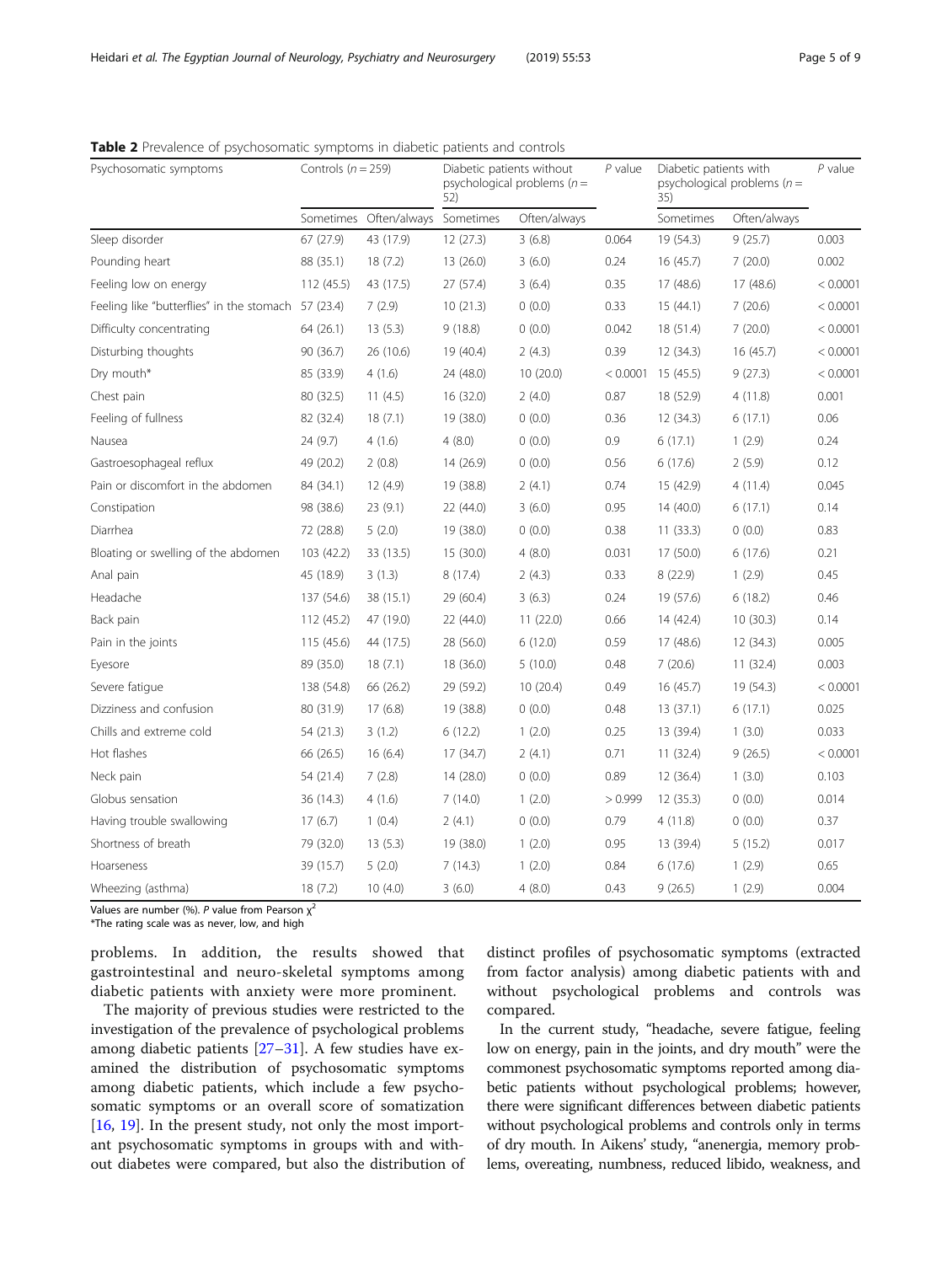**Table 2** Prevalence of psychosomatic symptoms in diabetic patients and controls

| Psychosomatic symptoms | Controls ($n = 259$) | | Diabetic patients without psychological problems ($n = 52$) | | P value | Diabetic patients with psychological problems ($n = 35$) | | P value |
|---|---|---|---|---|---|---|---|---|
| | Sometimes | Often/always | Sometimes | Often/always | | Sometimes | Often/always | |
| Sleep disorder | 67 (27.9) | 43 (17.9) | 12 (27.3) | 3 (6.8) | 0.064 | 19 (54.3) | 9 (25.7) | 0.003 |
| Pounding heart | 88 (35.1) | 18 (7.2) | 13 (26.0) | 3 (6.0) | 0.24 | 16 (45.7) | 7 (20.0) | 0.002 |
| Feeling low on energy | 112 (45.5) | 43 (17.5) | 27 (57.4) | 3 (6.4) | 0.35 | 17 (48.6) | 17 (48.6) | < 0.0001 |
| Feeling like "butterflies" in the stomach | 57 (23.4) | 7 (2.9) | 10 (21.3) | 0 (0.0) | 0.33 | 15 (44.1) | 7 (20.6) | < 0.0001 |
| Difficulty concentrating | 64 (26.1) | 13 (5.3) | 9 (18.8) | 0 (0.0) | 0.042 | 18 (51.4) | 7 (20.0) | < 0.0001 |
| Disturbing thoughts | 90 (36.7) | 26 (10.6) | 19 (40.4) | 2 (4.3) | 0.39 | 12 (34.3) | 16 (45.7) | < 0.0001 |
| Dry mouth* | 85 (33.9) | 4 (1.6) | 24 (48.0) | 10 (20.0) | < 0.0001 | 15 (45.5) | 9 (27.3) | < 0.0001 |
| Chest pain | 80 (32.5) | 11 (4.5) | 16 (32.0) | 2 (4.0) | 0.87 | 18 (52.9) | 4 (11.8) | 0.001 |
| Feeling of fullness | 82 (32.4) | 18 (7.1) | 19 (38.0) | 0 (0.0) | 0.36 | 12 (34.3) | 6 (17.1) | 0.06 |
| Nausea | 24 (9.7) | 4 (1.6) | 4 (8.0) | 0 (0.0) | 0.9 | 6 (17.1) | 1 (2.9) | 0.24 |
| Gastroesophageal reflux | 49 (20.2) | 2 (0.8) | 14 (26.9) | 0 (0.0) | 0.56 | 6 (17.6) | 2 (5.9) | 0.12 |
| Pain or discomfort in the abdomen | 84 (34.1) | 12 (4.9) | 19 (38.8) | 2 (4.1) | 0.74 | 15 (42.9) | 4 (11.4) | 0.045 |
| Constipation | 98 (38.6) | 23 (9.1) | 22 (44.0) | 3 (6.0) | 0.95 | 14 (40.0) | 6 (17.1) | 0.14 |
| Diarrhea | 72 (28.8) | 5 (2.0) | 19 (38.0) | 0 (0.0) | 0.38 | 11 (33.3) | 0 (0.0) | 0.83 |
| Bloating or swelling of the abdomen | 103 (42.2) | 33 (13.5) | 15 (30.0) | 4 (8.0) | 0.031 | 17 (50.0) | 6 (17.6) | 0.21 |
| Anal pain | 45 (18.9) | 3 (1.3) | 8 (17.4) | 2 (4.3) | 0.33 | 8 (22.9) | 1 (2.9) | 0.45 |
| Headache | 137 (54.6) | 38 (15.1) | 29 (60.4) | 3 (6.3) | 0.24 | 19 (57.6) | 6 (18.2) | 0.46 |
| Back pain | 112 (45.2) | 47 (19.0) | 22 (44.0) | 11 (22.0) | 0.66 | 14 (42.4) | 10 (30.3) | 0.14 |
| Pain in the joints | 115 (45.6) | 44 (17.5) | 28 (56.0) | 6 (12.0) | 0.59 | 17 (48.6) | 12 (34.3) | 0.005 |
| Eyesore | 89 (35.0) | 18 (7.1) | 18 (36.0) | 5 (10.0) | 0.48 | 7 (20.6) | 11 (32.4) | 0.003 |
| Severe fatigue | 138 (54.8) | 66 (26.2) | 29 (59.2) | 10 (20.4) | 0.49 | 16 (45.7) | 19 (54.3) | < 0.0001 |
| Dizziness and confusion | 80 (31.9) | 17 (6.8) | 19 (38.8) | 0 (0.0) | 0.48 | 13 (37.1) | 6 (17.1) | 0.025 |
| Chills and extreme cold | 54 (21.3) | 3 (1.2) | 6 (12.2) | 1 (2.0) | 0.25 | 13 (39.4) | 1 (3.0) | 0.033 |
| Hot flashes | 66 (26.5) | 16 (6.4) | 17 (34.7) | 2 (4.1) | 0.71 | 11 (32.4) | 9 (26.5) | < 0.0001 |
| Neck pain | 54 (21.4) | 7 (2.8) | 14 (28.0) | 0 (0.0) | 0.89 | 12 (36.4) | 1 (3.0) | 0.103 |
| Globus sensation | 36 (14.3) | 4 (1.6) | 7 (14.0) | 1 (2.0) | > 0.999 | 12 (35.3) | 0 (0.0) | 0.014 |
| Having trouble swallowing | 17 (6.7) | 1 (0.4) | 2 (4.1) | 0 (0.0) | 0.79 | 4 (11.8) | 0 (0.0) | 0.37 |
| Shortness of breath | 79 (32.0) | 13 (5.3) | 19 (38.0) | 1 (2.0) | 0.95 | 13 (39.4) | 5 (15.2) | 0.017 |
| Hoarseness | 39 (15.7) | 5 (2.0) | 7 (14.3) | 1 (2.0) | 0.84 | 6 (17.6) | 1 (2.9) | 0.65 |
| Wheezing (asthma) | 18 (7.2) | 10 (4.0) | 3 (6.0) | 4 (8.0) | 0.43 | 9 (26.5) | 1 (2.9) | 0.004 |

Values are number (%). *P* value from Pearson $\chi^2$

*The rating scale was as never, low, and high

problems. In addition, the results showed that gastrointestinal and neuro-skeletal symptoms among diabetic patients with anxiety were more prominent.

The majority of previous studies were restricted to the investigation of the prevalence of psychological problems among diabetic patients [27–31]. A few studies have examined the distribution of psychosomatic symptoms among diabetic patients, which include a few psychosomatic symptoms or an overall score of somatization [16, 19]. In the present study, not only the most important psychosomatic symptoms in groups with and without diabetes were compared, but also the distribution of distinct profiles of psychosomatic symptoms (extracted from factor analysis) among diabetic patients with and without psychological problems and controls was compared.

In the current study, "headache, severe fatigue, feeling low on energy, pain in the joints, and dry mouth" were the commonest psychosomatic symptoms reported among diabetic patients without psychological problems; however, there were significant differences between diabetic patients without psychological problems and controls only in terms of dry mouth. In Aikens' study, "anenergia, memory problems, overeating, numbness, reduced libido, weakness, and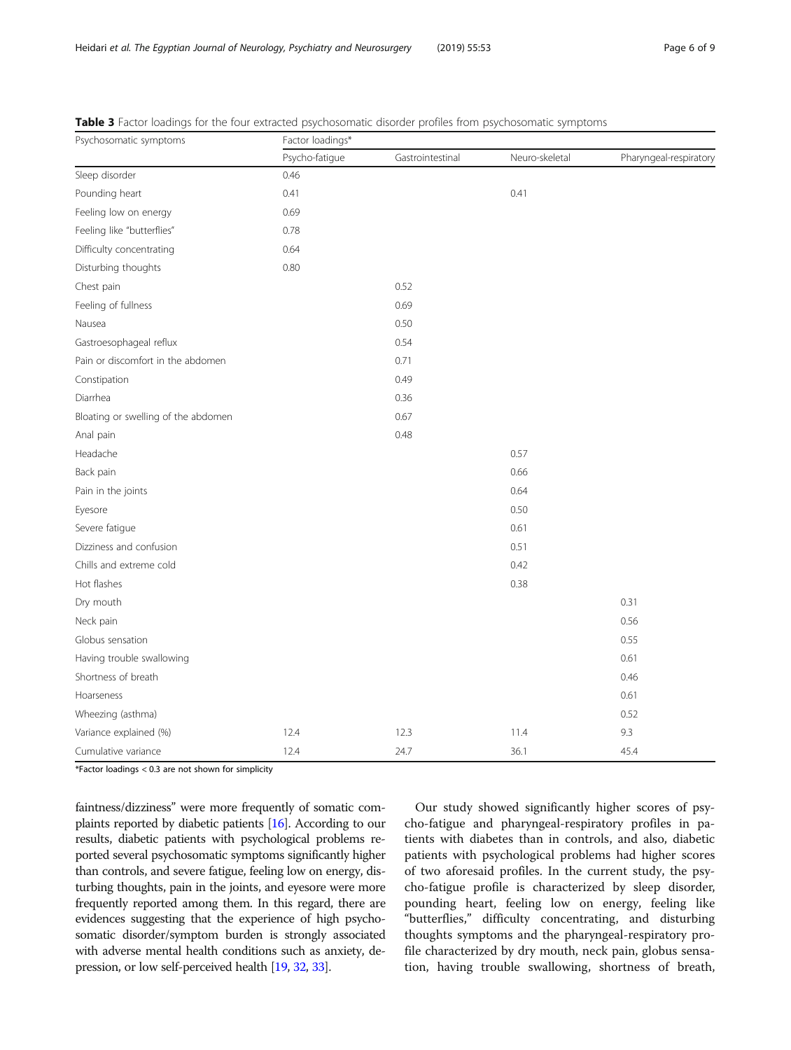**Table 3** Factor loadings for the four extracted psychosomatic disorder profiles from psychosomatic symptoms

| Psychosomatic symptoms | Factor loadings* | | | |
|---|---|---|---|---|
| | Psycho-fatigue | Gastrointestinal | Neuro-skeletal | Pharyngeal-respiratory |
| Sleep disorder | 0.46 | | | |
| Pounding heart | 0.41 | | 0.41 | |
| Feeling low on energy | 0.69 | | | |
| Feeling like "butterflies" | 0.78 | | | |
| Difficulty concentrating | 0.64 | | | |
| Disturbing thoughts | 0.80 | | | |
| Chest pain | | 0.52 | | |
| Feeling of fullness | | 0.69 | | |
| Nausea | | 0.50 | | |
| Gastroesophageal reflux | | 0.54 | | |
| Pain or discomfort in the abdomen | | 0.71 | | |
| Constipation | | 0.49 | | |
| Diarrhea | | 0.36 | | |
| Bloating or swelling of the abdomen | | 0.67 | | |
| Anal pain | | 0.48 | | |
| Headache | | | 0.57 | |
| Back pain | | | 0.66 | |
| Pain in the joints | | | 0.64 | |
| Eyesore | | | 0.50 | |
| Severe fatigue | | | 0.61 | |
| Dizziness and confusion | | | 0.51 | |
| Chills and extreme cold | | | 0.42 | |
| Hot flashes | | | 0.38 | |
| Dry mouth | | | | 0.31 |
| Neck pain | | | | 0.56 |
| Globus sensation | | | | 0.55 |
| Having trouble swallowing | | | | 0.61 |
| Shortness of breath | | | | 0.46 |
| Hoarseness | | | | 0.61 |
| Wheezing (asthma) | | | | 0.52 |
| Variance explained (%) | 12.4 | 12.3 | 11.4 | 9.3 |
| Cumulative variance | 12.4 | 24.7 | 36.1 | 45.4 |

*Factor loadings < 0.3 are not shown for simplicity

faintness/dizziness" were more frequently of somatic complaints reported by diabetic patients [16]. According to our results, diabetic patients with psychological problems reported several psychosomatic symptoms significantly higher than controls, and severe fatigue, feeling low on energy, disturbing thoughts, pain in the joints, and eyesore were more frequently reported among them. In this regard, there are evidences suggesting that the experience of high psychosomatic disorder/symptom burden is strongly associated with adverse mental health conditions such as anxiety, depression, or low self-perceived health [19, 32, 33].

Our study showed significantly higher scores of psycho-fatigue and pharyngeal-respiratory profiles in patients with diabetes than in controls, and also, diabetic patients with psychological problems had higher scores of two aforesaid profiles. In the current study, the psycho-fatigue profile is characterized by sleep disorder, pounding heart, feeling low on energy, feeling like "butterflies," difficulty concentrating, and disturbing thoughts symptoms and the pharyngeal-respiratory profile characterized by dry mouth, neck pain, globus sensation, having trouble swallowing, shortness of breath,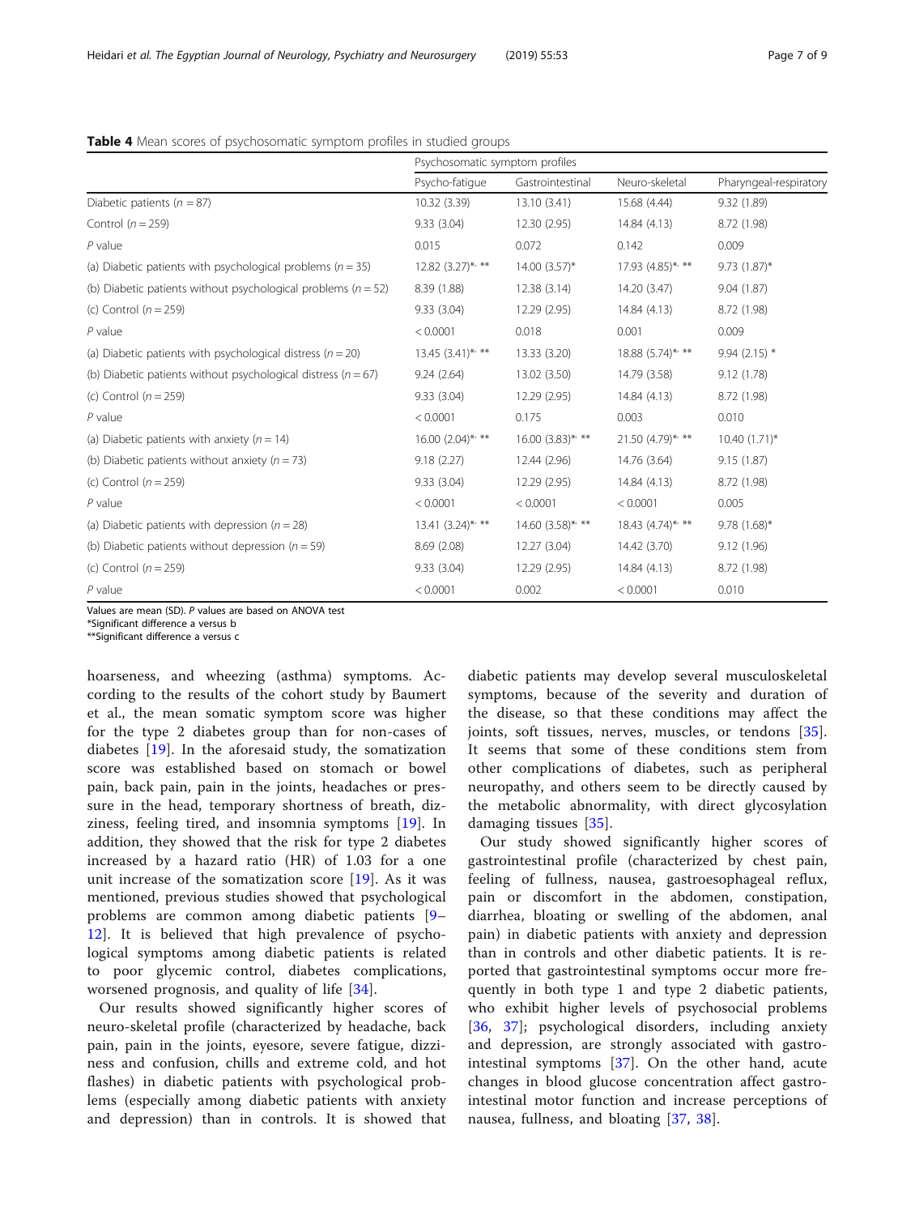**Table 4** Mean scores of psychosomatic symptom profiles in studied groups

| | Psychosomatic symptom profiles | | | |
|---|---|---|---|---|
| | Psycho-fatigue | Gastrointestinal | Neuro-skeletal | Pharyngeal-respiratory |
| Diabetic patients ($n = 87$) | 10.32 (3.39) | 13.10 (3.41) | 15.68 (4.44) | 9.32 (1.89) |
| Control ($n = 259$) | 9.33 (3.04) | 12.30 (2.95) | 14.84 (4.13) | 8.72 (1.98) |
| *P* value | 0.015 | 0.072 | 0.142 | 0.009 |
| (a) Diabetic patients with psychological problems ($n = 35$) | 12.82 (3.27)*, ** | 14.00 (3.57)* | 17.93 (4.85)*, ** | 9.73 (1.87)* |
| (b) Diabetic patients without psychological problems ($n = 52$) | 8.39 (1.88) | 12.38 (3.14) | 14.20 (3.47) | 9.04 (1.87) |
| (c) Control ($n = 259$) | 9.33 (3.04) | 12.29 (2.95) | 14.84 (4.13) | 8.72 (1.98) |
| *P* value | < 0.0001 | 0.018 | 0.001 | 0.009 |
| (a) Diabetic patients with psychological distress ($n = 20$) | 13.45 (3.41)*, ** | 13.33 (3.20) | 18.88 (5.74)*, ** | 9.94 (2.15) * |
| (b) Diabetic patients without psychological distress ($n = 67$) | 9.24 (2.64) | 13.02 (3.50) | 14.79 (3.58) | 9.12 (1.78) |
| (c) Control ($n = 259$) | 9.33 (3.04) | 12.29 (2.95) | 14.84 (4.13) | 8.72 (1.98) |
| *P* value | < 0.0001 | 0.175 | 0.003 | 0.010 |
| (a) Diabetic patients with anxiety ($n = 14$) | 16.00 (2.04)*, ** | 16.00 (3.83)*, ** | 21.50 (4.79)*, ** | 10.40 (1.71)* |
| (b) Diabetic patients without anxiety ($n = 73$) | 9.18 (2.27) | 12.44 (2.96) | 14.76 (3.64) | 9.15 (1.87) |
| (c) Control ($n = 259$) | 9.33 (3.04) | 12.29 (2.95) | 14.84 (4.13) | 8.72 (1.98) |
| *P* value | < 0.0001 | < 0.0001 | < 0.0001 | 0.005 |
| (a) Diabetic patients with depression ($n = 28$) | 13.41 (3.24)*, ** | 14.60 (3.58)*, ** | 18.43 (4.74)*, ** | 9.78 (1.68)* |
| (b) Diabetic patients without depression ($n = 59$) | 8.69 (2.08) | 12.27 (3.04) | 14.42 (3.70) | 9.12 (1.96) |
| (c) Control ($n = 259$) | 9.33 (3.04) | 12.29 (2.95) | 14.84 (4.13) | 8.72 (1.98) |
| *P* value | < 0.0001 | 0.002 | < 0.0001 | 0.010 |

Values are mean (SD). *P* values are based on ANOVA test
*Significant difference a versus b
**Significant difference a versus c

hoarseness, and wheezing (asthma) symptoms. According to the results of the cohort study by Baumert et al., the mean somatic symptom score was higher for the type 2 diabetes group than for non-cases of diabetes [19]. In the aforesaid study, the somatization score was established based on stomach or bowel pain, back pain, pain in the joints, headaches or pressure in the head, temporary shortness of breath, dizziness, feeling tired, and insomnia symptoms [19]. In addition, they showed that the risk for type 2 diabetes increased by a hazard ratio (HR) of 1.03 for a one unit increase of the somatization score [19]. As it was mentioned, previous studies showed that psychological problems are common among diabetic patients [9–12]. It is believed that high prevalence of psychological symptoms among diabetic patients is related to poor glycemic control, diabetes complications, worsened prognosis, and quality of life [34].

Our results showed significantly higher scores of neuro-skeletal profile (characterized by headache, back pain, pain in the joints, eyesore, severe fatigue, dizziness and confusion, chills and extreme cold, and hot flashes) in diabetic patients with psychological problems (especially among diabetic patients with anxiety and depression) than in controls. It is showed that diabetic patients may develop several musculoskeletal symptoms, because of the severity and duration of the disease, so that these conditions may affect the joints, soft tissues, nerves, muscles, or tendons [35]. It seems that some of these conditions stem from other complications of diabetes, such as peripheral neuropathy, and others seem to be directly caused by the metabolic abnormality, with direct glycosylation damaging tissues [35].

Our study showed significantly higher scores of gastrointestinal profile (characterized by chest pain, feeling of fullness, nausea, gastroesophageal reflux, pain or discomfort in the abdomen, constipation, diarrhea, bloating or swelling of the abdomen, anal pain) in diabetic patients with anxiety and depression than in controls and other diabetic patients. It is reported that gastrointestinal symptoms occur more frequently in both type 1 and type 2 diabetic patients, who exhibit higher levels of psychosocial problems [36, 37]; psychological disorders, including anxiety and depression, are strongly associated with gastrointestinal symptoms [37]. On the other hand, acute changes in blood glucose concentration affect gastrointestinal motor function and increase perceptions of nausea, fullness, and bloating [37, 38].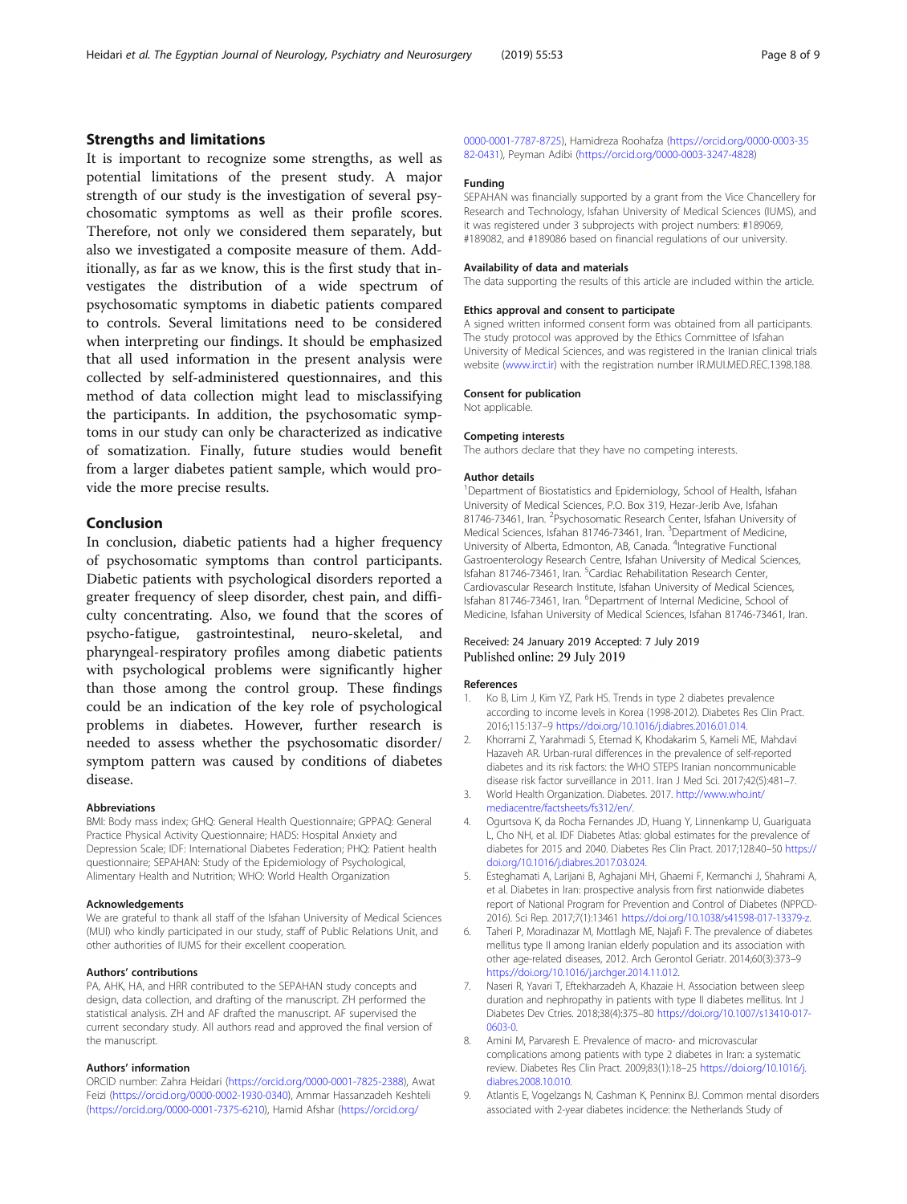## Strengths and limitations

It is important to recognize some strengths, as well as potential limitations of the present study. A major strength of our study is the investigation of several psychosomatic symptoms as well as their profile scores. Therefore, not only we considered them separately, but also we investigated a composite measure of them. Additionally, as far as we know, this is the first study that investigates the distribution of a wide spectrum of psychosomatic symptoms in diabetic patients compared to controls. Several limitations need to be considered when interpreting our findings. It should be emphasized that all used information in the present analysis were collected by self-administered questionnaires, and this method of data collection might lead to misclassifying the participants. In addition, the psychosomatic symptoms in our study can only be characterized as indicative of somatization. Finally, future studies would benefit from a larger diabetes patient sample, which would provide the more precise results.

## Conclusion

In conclusion, diabetic patients had a higher frequency of psychosomatic symptoms than control participants. Diabetic patients with psychological disorders reported a greater frequency of sleep disorder, chest pain, and difficulty concentrating. Also, we found that the scores of psycho-fatigue, gastrointestinal, neuro-skeletal, and pharyngeal-respiratory profiles among diabetic patients with psychological problems were significantly higher than those among the control group. These findings could be an indication of the key role of psychological problems in diabetes. However, further research is needed to assess whether the psychosomatic disorder/symptom pattern was caused by conditions of diabetes disease.

#### Abbreviations

BMI: Body mass index; GHQ: General Health Questionnaire; GPPAQ: General Practice Physical Activity Questionnaire; HADS: Hospital Anxiety and Depression Scale; IDF: International Diabetes Federation; PHQ: Patient health questionnaire; SEPAHAN: Study of the Epidemiology of Psychological, Alimentary Health and Nutrition; WHO: World Health Organization

#### Acknowledgements

We are grateful to thank all staff of the Isfahan University of Medical Sciences (MUI) who kindly participated in our study, staff of Public Relations Unit, and other authorities of IUMS for their excellent cooperation.

#### Authors' contributions

PA, AHK, HA, and HRR contributed to the SEPAHAN study concepts and design, data collection, and drafting of the manuscript. ZH performed the statistical analysis. ZH and AF drafted the manuscript. AF supervised the current secondary study. All authors read and approved the final version of the manuscript.

#### Authors' information

ORCID number: Zahra Heidari (https://orcid.org/0000-0001-7825-2388), Awat Feizi (https://orcid.org/0000-0002-1930-0340), Ammar Hassanzadeh Keshteli (https://orcid.org/0000-0001-7375-6210), Hamid Afshar (https://orcid.org/0000-0001-7787-8725), Hamidreza Roohafza (https://orcid.org/0000-0003-3582-0431), Peyman Adibi (https://orcid.org/0000-0003-3247-4828)

#### Funding

SEPAHAN was financially supported by a grant from the Vice Chancellery for Research and Technology, Isfahan University of Medical Sciences (IUMS), and it was registered under 3 subprojects with project numbers: #189069, #189082, and #189086 based on financial regulations of our university.

#### Availability of data and materials

The data supporting the results of this article are included within the article.

#### Ethics approval and consent to participate

A signed written informed consent form was obtained from all participants. The study protocol was approved by the Ethics Committee of Isfahan University of Medical Sciences, and was registered in the Iranian clinical trials website (www.irct.ir) with the registration number IR.MUI.MED.REC.1398.188.

#### Consent for publication

Not applicable.

#### Competing interests

The authors declare that they have no competing interests.

#### Author details

[1]Department of Biostatistics and Epidemiology, School of Health, Isfahan University of Medical Sciences, P.O. Box 319, Hezar-Jerib Ave, Isfahan 81746-73461, Iran. [2]Psychosomatic Research Center, Isfahan University of Medical Sciences, Isfahan 81746-73461, Iran. [3]Department of Medicine, University of Alberta, Edmonton, AB, Canada. [4]Integrative Functional Gastroenterology Research Centre, Isfahan University of Medical Sciences, Isfahan 81746-73461, Iran. [5]Cardiac Rehabilitation Research Center, Cardiovascular Research Institute, Isfahan University of Medical Sciences, Isfahan 81746-73461, Iran. [6]Department of Internal Medicine, School of Medicine, Isfahan University of Medical Sciences, Isfahan 81746-73461, Iran.

Received: 24 January 2019 Accepted: 7 July 2019
Published online: 29 July 2019

#### References

1. Ko B, Lim J, Kim YZ, Park HS. Trends in type 2 diabetes prevalence according to income levels in Korea (1998-2012). Diabetes Res Clin Pract. 2016;115:137–9 https://doi.org/10.1016/j.diabres.2016.01.014.
2. Khorrami Z, Yarahmadi S, Etemad K, Khodakarim S, Kameli ME, Mahdavi Hazaveh AR. Urban-rural differences in the prevalence of self-reported diabetes and its risk factors: the WHO STEPS Iranian noncommunicable disease risk factor surveillance in 2011. Iran J Med Sci. 2017;42(5):481–7.
3. World Health Organization. Diabetes. 2017. http://www.who.int/mediacentre/factsheets/fs312/en/.
4. Ogurtsova K, da Rocha Fernandes JD, Huang Y, Linnenkamp U, Guariguata L, Cho NH, et al. IDF Diabetes Atlas: global estimates for the prevalence of diabetes for 2015 and 2040. Diabetes Res Clin Pract. 2017;128:40–50 https://doi.org/10.1016/j.diabres.2017.03.024.
5. Esteghamati A, Larijani B, Aghajani MH, Ghaemi F, Kermanchi J, Shahrami A, et al. Diabetes in Iran: prospective analysis from first nationwide diabetes report of National Program for Prevention and Control of Diabetes (NPPCD-2016). Sci Rep. 2017;7(1):13461 https://doi.org/10.1038/s41598-017-13379-z.
6. Taheri P, Moradinazar M, Mottlagh ME, Najafi F. The prevalence of diabetes mellitus type II among Iranian elderly population and its association with other age-related diseases, 2012. Arch Gerontol Geriatr. 2014;60(3):373–9 https://doi.org/10.1016/j.archger.2014.11.012.
7. Naseri R, Yavari T, Eftekharzadeh A, Khazaie H. Association between sleep duration and nephropathy in patients with type II diabetes mellitus. Int J Diabetes Dev Ctries. 2018;38(4):375–80 https://doi.org/10.1007/s13410-017-0603-0.
8. Amini M, Parvaresh E. Prevalence of macro- and microvascular complications among patients with type 2 diabetes in Iran: a systematic review. Diabetes Res Clin Pract. 2009;83(1):18–25 https://doi.org/10.1016/j.diabres.2008.10.010.
9. Atlantis E, Vogelzangs N, Cashman K, Penninx BJ. Common mental disorders associated with 2-year diabetes incidence: the Netherlands Study of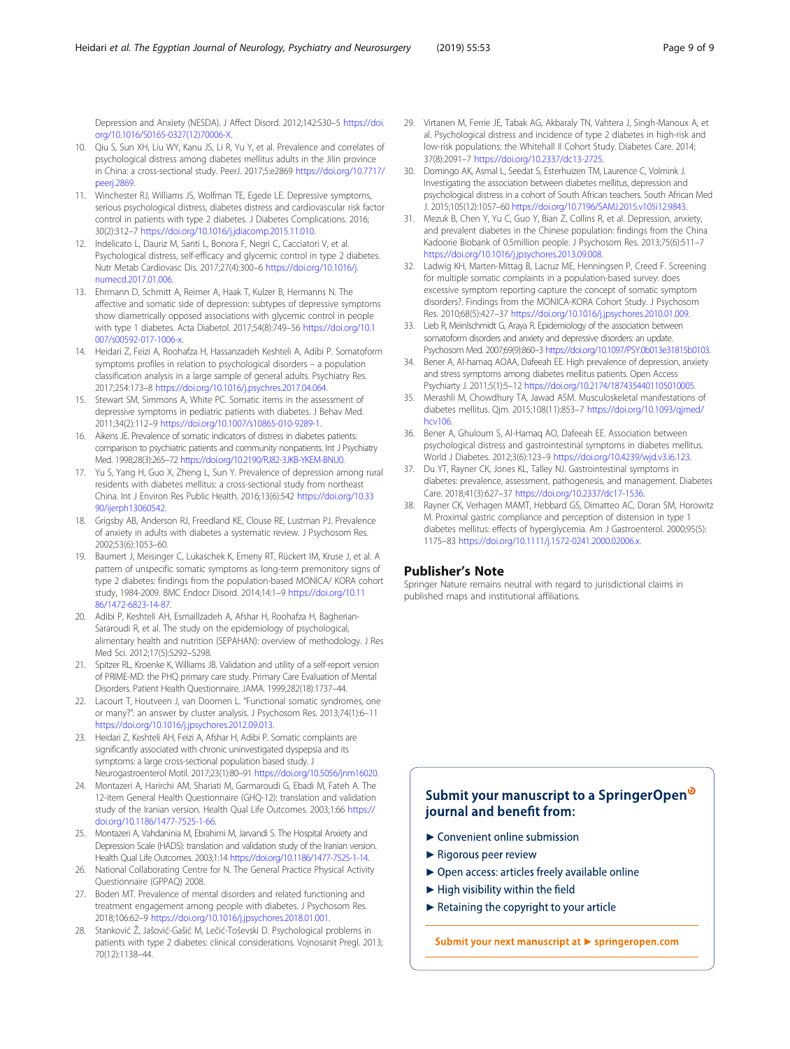Depression and Anxiety (NESDA). J Affect Disord. 2012;142:S30–5 https://doi.org/10.1016/S0165-0327(12)70006-X.

10. Qiu S, Sun XH, Liu WY, Kanu JS, Li R, Yu Y, et al. Prevalence and correlates of psychological distress among diabetes mellitus adults in the Jilin province in China: a cross-sectional study. PeerJ. 2017;5:e2869 https://doi.org/10.7717/peerj.2869.
11. Winchester RJ, Williams JS, Wolfman TE, Egede LE. Depressive symptoms, serious psychological distress, diabetes distress and cardiovascular risk factor control in patients with type 2 diabetes. J Diabetes Complications. 2016;30(2):312–7 https://doi.org/10.1016/j.jdiacomp.2015.11.010.
12. Indelicato L, Dauriz M, Santi L, Bonora F, Negri C, Cacciatori V, et al. Psychological distress, self-efficacy and glycemic control in type 2 diabetes. Nutr Metab Cardiovasc Dis. 2017;27(4):300–6 https://doi.org/10.1016/j.numecd.2017.01.006.
13. Ehrmann D, Schmitt A, Reimer A, Haak T, Kulzer B, Hermanns N. The affective and somatic side of depression: subtypes of depressive symptoms show diametrically opposed associations with glycemic control in people with type 1 diabetes. Acta Diabetol. 2017;54(8):749–56 https://doi.org/10.1007/s00592-017-1006-x.
14. Heidari Z, Feizi A, Roohafza H, Hassanzadeh Keshteli A, Adibi P. Somatoform symptoms profiles in relation to psychological disorders – a population classification analysis in a large sample of general adults. Psychiatry Res. 2017;254:173–8 https://doi.org/10.1016/j.psychres.2017.04.064.
15. Stewart SM, Simmons A, White PC. Somatic items in the assessment of depressive symptoms in pediatric patients with diabetes. J Behav Med. 2011;34(2):112–9 https://doi.org/10.1007/s10865-010-9289-1.
16. Aikens JE. Prevalence of somatic indicators of distress in diabetes patients: comparison to psychiatric patients and community nonpatients. Int J Psychiatry Med. 1998;28(3):265–72 https://doi.org/10.2190/RJ82-3JKB-YKEM-BNU0.
17. Yu S, Yang H, Guo X, Zheng L, Sun Y. Prevalence of depression among rural residents with diabetes mellitus: a cross-sectional study from northeast China. Int J Environ Res Public Health. 2016;13(6):542 https://doi.org/10.3390/ijerph13060542.
18. Grigsby AB, Anderson RJ, Freedland KE, Clouse RE, Lustman PJ. Prevalence of anxiety in adults with diabetes a systematic review. J Psychosom Res. 2002;53(6):1053–60.
19. Baumert J, Meisinger C, Lukaschek K, Emeny RT, Rückert IM, Kruse J, et al. A pattern of unspecific somatic symptoms as long-term premonitory signs of type 2 diabetes: findings from the population-based MONICA/ KORA cohort study, 1984-2009. BMC Endocr Disord. 2014;14:1–9 https://doi.org/10.1186/1472-6823-14-87.
20. Adibi P, Keshteli AH, Esmaillzadeh A, Afshar H, Roohafza H, Bagherian-Sararoudi R, et al. The study on the epidemiology of psychological, alimentary health and nutrition (SEPAHAN): overview of methodology. J Res Med Sci. 2012;17(5):S292–S298.
21. Spitzer RL, Kroenke K, Williams JB. Validation and utility of a self-report version of PRIME-MD: the PHQ primary care study. Primary Care Evaluation of Mental Disorders. Patient Health Questionnaire. JAMA. 1999;282(18):1737–44.
22. Lacourt T, Houtveen J, van Doornen L. "Functional somatic syndromes, one or many?": an answer by cluster analysis. J Psychosom Res. 2013;74(1):6–11 https://doi.org/10.1016/j.jpsychores.2012.09.013.
23. Heidari Z, Keshteli AH, Feizi A, Afshar H, Adibi P. Somatic complaints are significantly associated with chronic uninvestigated dyspepsia and its symptoms: a large cross-sectional population based study. J Neurogastroenterol Motil. 2017;23(1):80–91 https://doi.org/10.5056/jnm16020.
24. Montazeri A, Harirchi AM, Shariati M, Garmaroudi G, Ebadi M, Fateh A. The 12-item General Health Questionnaire (GHQ-12): translation and validation study of the Iranian version. Health Qual Life Outcomes. 2003;1:66 https://doi.org/10.1186/1477-7525-1-66.
25. Montazeri A, Vahdaninia M, Ebrahimi M, Jarvandi S. The Hospital Anxiety and Depression Scale (HADS): translation and validation study of the Iranian version. Health Qual Life Outcomes. 2003;1:14 https://doi.org/10.1186/1477-7525-1-14.
26. National Collaborating Centre for N. The General Practice Physical Activity Questionnaire (GPPAQ) 2008.
27. Boden MT. Prevalence of mental disorders and related functioning and treatment engagement among people with diabetes. J Psychosom Res. 2018;106:62–9 https://doi.org/10.1016/j.jpsychores.2018.01.001.
28. Stanković Ž, Jašović-Gašić M, Lečić-Toševski D. Psychological problems in patients with type 2 diabetes: clinical considerations. Vojnosanit Pregl. 2013;70(12):1138–44.
29. Virtanen M, Ferrie JE, Tabak AG, Akbaraly TN, Vahtera J, Singh-Manoux A, et al. Psychological distress and incidence of type 2 diabetes in high-risk and low-risk populations: the Whitehall II Cohort Study. Diabetes Care. 2014;37(8):2091–7 https://doi.org/10.2337/dc13-2725.
30. Domingo AK, Asmal L, Seedat S, Esterhuizen TM, Laurence C, Volmink J. Investigating the association between diabetes mellitus, depression and psychological distress in a cohort of South African teachers. South African Med J. 2015;105(12):1057–60 https://doi.org/10.7196/SAMJ.2015.v105i12.9843.
31. Mezuk B, Chen Y, Yu C, Guo Y, Bian Z, Collins R, et al. Depression, anxiety, and prevalent diabetes in the Chinese population: findings from the China Kadoorie Biobank of 0.5million people. J Psychosom Res. 2013;75(6):511–7 https://doi.org/10.1016/j.jpsychores.2013.09.008.
32. Ladwig KH, Marten-Mittag B, Lacruz ME, Henningsen P, Creed F. Screening for multiple somatic complaints in a population-based survey: does excessive symptom reporting capture the concept of somatic symptom disorders?. Findings from the MONICA-KORA Cohort Study. J Psychosom Res. 2010;68(5):427–37 https://doi.org/10.1016/j.jpsychores.2010.01.009.
33. Lieb R, Meinlschmidt G, Araya R. Epidemiology of the association between somatoform disorders and anxiety and depressive disorders: an update. Psychosom Med. 2007;69(9):860–3 https://doi.org/10.1097/PSY.0b013e31815b0103.
34. Bener A, Al-hamaq AOAA, Dafeeah EE. High prevalence of depression, anxiety and stress symptoms among diabetes mellitus patients. Open Access Psychiatry J. 2011;5(1):5–12 https://doi.org/10.2174/1874354401105010005.
35. Merashli M, Chowdhury TA, Jawad ASM. Musculoskeletal manifestations of diabetes mellitus. Qjm. 2015;108(11):853–7 https://doi.org/10.1093/qjmed/hcv106.
36. Bener A, Ghuloum S, Al-Hamaq AO, Dafeeah EE. Association between psychological distress and gastrointestinal symptoms in diabetes mellitus. World J Diabetes. 2012;3(6):123–9 https://doi.org/10.4239/wjd.v3.i6.123.
37. Du YT, Rayner CK, Jones KL, Talley NJ. Gastrointestinal symptoms in diabetes: prevalence, assessment, pathogenesis, and management. Diabetes Care. 2018;41(3):627–37 https://doi.org/10.2337/dc17-1536.
38. Rayner CK, Verhagen MAMT, Hebbard GS, Dimatteo AC, Doran SM, Horowitz M. Proximal gastric compliance and perception of distension in type 1 diabetes mellitus: effects of hyperglycemia. Am J Gastroenterol. 2000;95(5):1175–83 https://doi.org/10.1111/j.1572-0241.2000.02006.x.

## Publisher's Note

Springer Nature remains neutral with regard to jurisdictional claims in published maps and institutional affiliations.